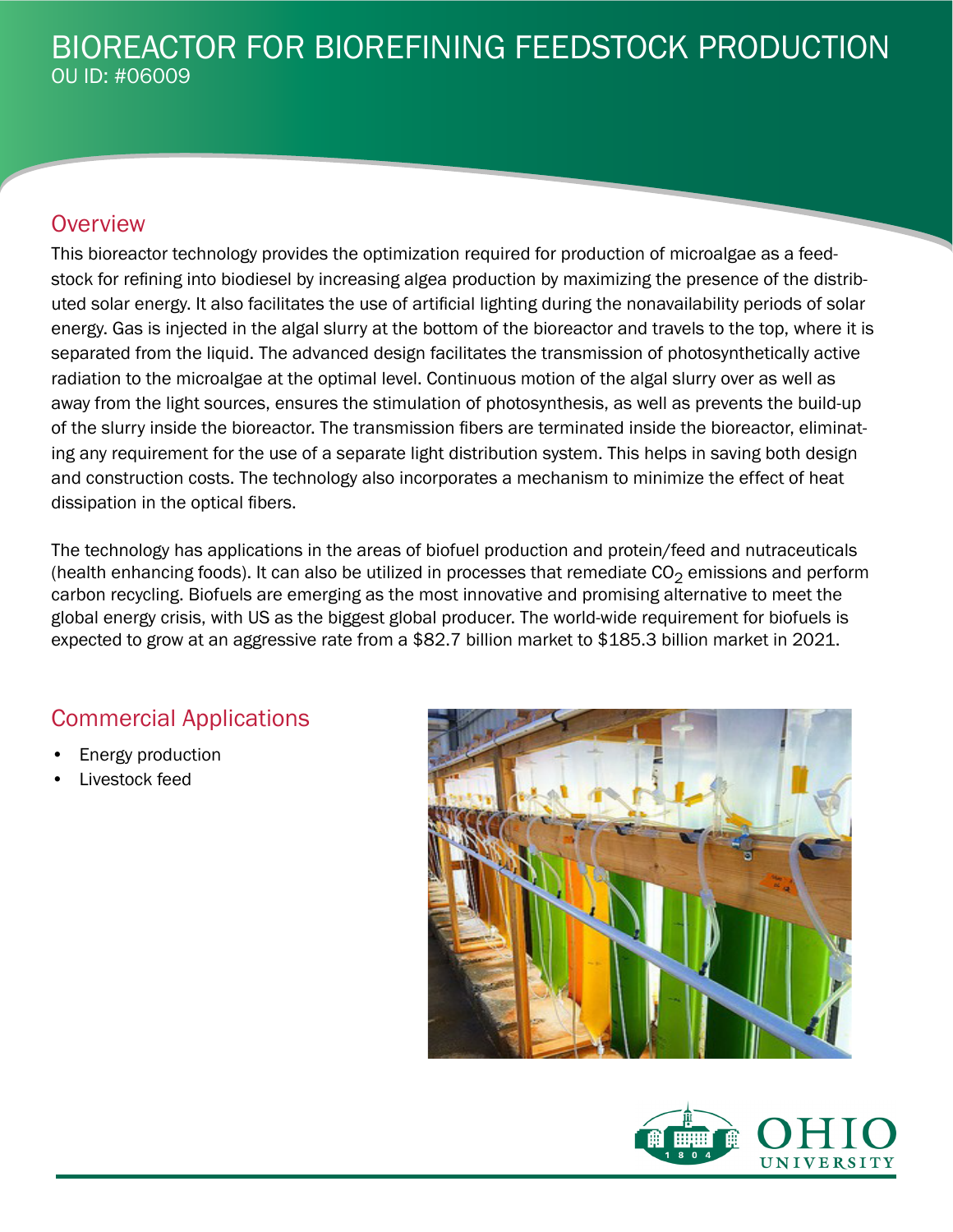# BIOREACTOR FOR BIOREFINING FEEDSTOCK PRODUCTION

OU ID: #06009

## Overview

This bioreactor technology provides the optimization required for production of microalgae as a feedstock for refining into biodiesel by increasing algea production by maximizing the presence of the distributed solar energy. It also facilitates the use of artificial lighting during the nonavailability periods of solar energy. Gas is injected in the algal slurry at the bottom of the bioreactor and travels to the top, where it is separated from the liquid. The advanced design facilitates the transmission of photosynthetically active radiation to the microalgae at the optimal level. Continuous motion of the algal slurry over as well as away from the light sources, ensures the stimulation of photosynthesis, as well as prevents the build-up of the slurry inside the bioreactor. The transmission fibers are terminated inside the bioreactor, eliminating any requirement for the use of a separate light distribution system. This helps in saving both design and construction costs. The technology also incorporates a mechanism to minimize the effect of heat dissipation in the optical fibers.

The technology has applications in the areas of biofuel production and protein/feed and nutraceuticals (health enhancing foods). It can also be utilized in processes that remediate $CO_2$ emissions and perform carbon recycling. Biofuels are emerging as the most innovative and promising alternative to meet the global energy crisis, with US as the biggest global producer. The world-wide requirement for biofuels is expected to grow at an aggressive rate from a $82.7 billion market to $185.3 billion market in 2021.

## Commercial Applications

- Energy production
- Livestock feed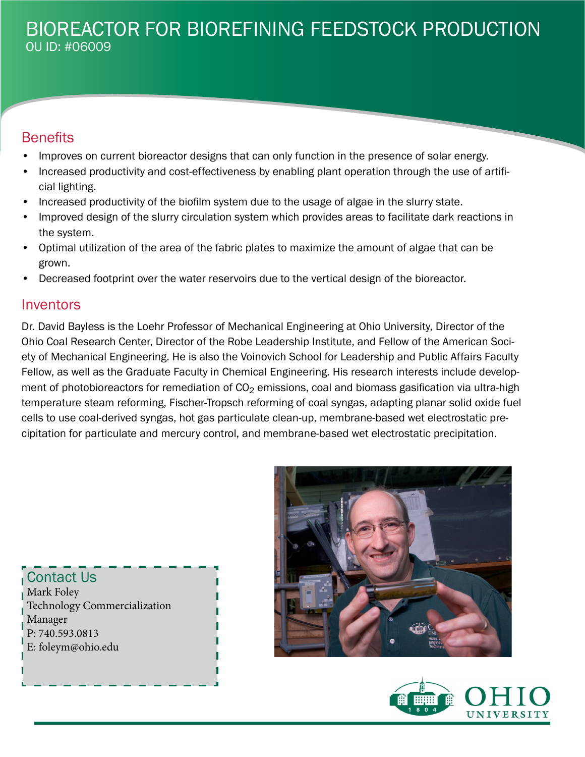# BIOREACTOR FOR BIOREFINING FEEDSTOCK PRODUCTION

OU ID: #06009

## Benefits

- Improves on current bioreactor designs that can only function in the presence of solar energy.
- Increased productivity and cost-effectiveness by enabling plant operation through the use of artificial lighting.
- Increased productivity of the biofilm system due to the usage of algae in the slurry state.
- Improved design of the slurry circulation system which provides areas to facilitate dark reactions in the system.
- Optimal utilization of the area of the fabric plates to maximize the amount of algae that can be grown.
- Decreased footprint over the water reservoirs due to the vertical design of the bioreactor.

## Inventors

Dr. David Bayless is the Loehr Professor of Mechanical Engineering at Ohio University, Director of the Ohio Coal Research Center, Director of the Robe Leadership Institute, and Fellow of the American Society of Mechanical Engineering. He is also the Voinovich School for Leadership and Public Affairs Faculty Fellow, as well as the Graduate Faculty in Chemical Engineering. His research interests include development of photobioreactors for remediation of $CO_2$ emissions, coal and biomass gasification via ultra-high temperature steam reforming, Fischer-Tropsch reforming of coal syngas, adapting planar solid oxide fuel cells to use coal-derived syngas, hot gas particulate clean-up, membrane-based wet electrostatic precipitation for particulate and mercury control, and membrane-based wet electrostatic precipitation.

## Contact Us

Mark Foley
Technology Commercialization Manager
P: 740.593.0813
E: foleym@ohio.edu

OHIO UNIVERSITY